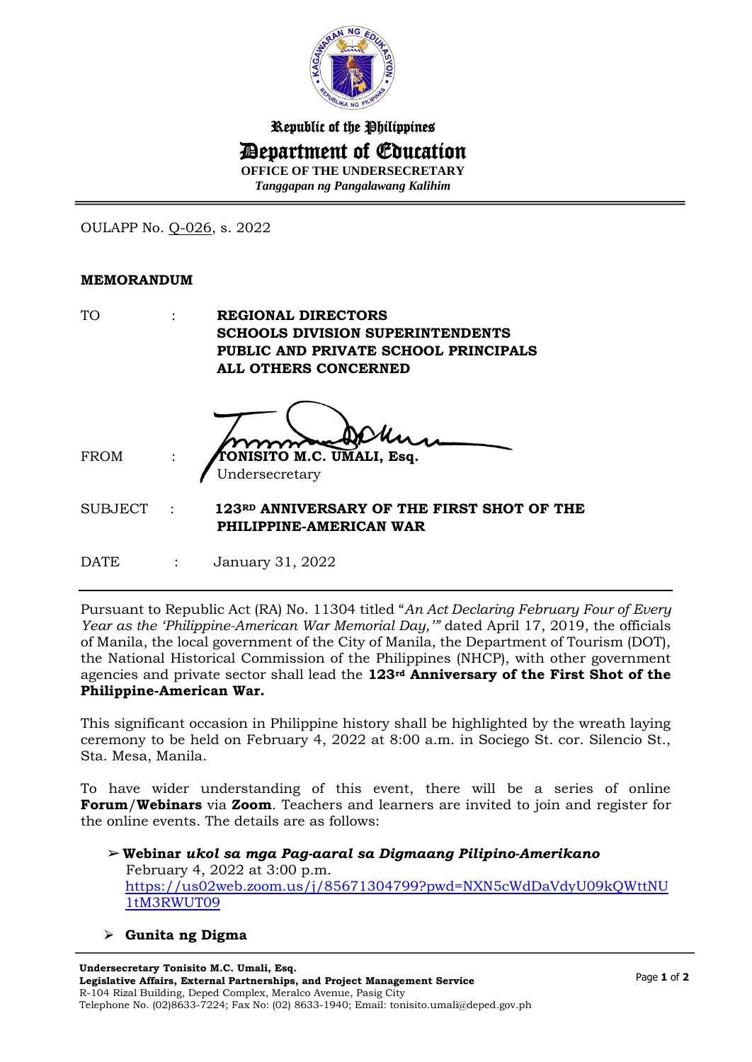Republic of the Philippines

# Department of Education

**OFFICE OF THE UNDERSECRETARY**

*Tanggapan ng Pangalawang Kalihim*

OULAPP No. Q-026, s. 2022

**MEMORANDUM**

TO : **REGIONAL DIRECTORS**
**SCHOOLS DIVISION SUPERINTENDENTS**
**PUBLIC AND PRIVATE SCHOOL PRINCIPALS**
**ALL OTHERS CONCERNED**

FROM : **TONISITO M.C. UMALI, Esq.**
Undersecretary

SUBJECT : **123RD ANNIVERSARY OF THE FIRST SHOT OF THE PHILIPPINE-AMERICAN WAR**

DATE : January 31, 2022

Pursuant to Republic Act (RA) No. 11304 titled "*An Act Declaring February Four of Every Year as the 'Philippine-American War Memorial Day,'*" dated April 17, 2019, the officials of Manila, the local government of the City of Manila, the Department of Tourism (DOT), the National Historical Commission of the Philippines (NHCP), with other government agencies and private sector shall lead the **123rd Anniversary of the First Shot of the Philippine-American War.**

This significant occasion in Philippine history shall be highlighted by the wreath laying ceremony to be held on February 4, 2022 at 8:00 a.m. in Sociego St. cor. Silencio St., Sta. Mesa, Manila.

To have wider understanding of this event, there will be a series of online **Forum/Webinars** via **Zoom**. Teachers and learners are invited to join and register for the online events. The details are as follows:

- **Webinar** ***ukol sa mga Pag-aaral sa Digmaang Pilipino-Amerikano***
  February 4, 2022 at 3:00 p.m.
  https://us02web.zoom.us/j/85671304799?pwd=NXN5cWdDaVdyU09kQWttNU1tM3RWUT09

- **Gunita ng Digma**

**Undersecretary Tonisito M.C. Umali, Esq.**
**Legislative Affairs, External Partnerships, and Project Management Service**
R-104 Rizal Building, Deped Complex, Meralco Avenue, Pasig City
Telephone No. (02)8633-7224; Fax No: (02) 8633-1940; Email: tonisito.umali@deped.gov.ph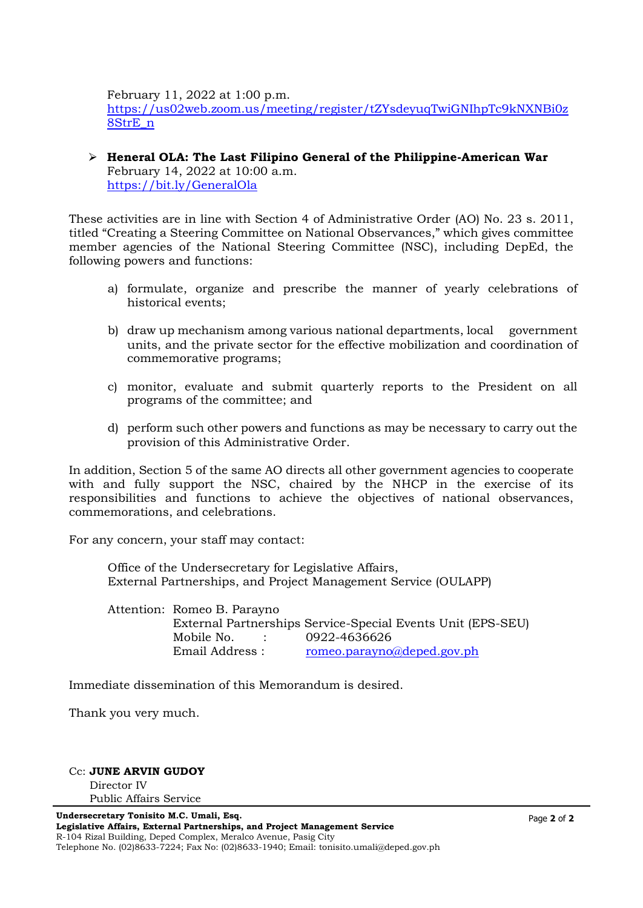February 11, 2022 at 1:00 p.m.
https://us02web.zoom.us/meeting/register/tZYsdeyuqTwiGNIhpTc9kNXNBi0z8StrE_n

- **Heneral OLA: The Last Filipino General of the Philippine-American War**
  February 14, 2022 at 10:00 a.m.
  https://bit.ly/GeneralOla

These activities are in line with Section 4 of Administrative Order (AO) No. 23 s. 2011, titled "Creating a Steering Committee on National Observances," which gives committee member agencies of the National Steering Committee (NSC), including DepEd, the following powers and functions:

a) formulate, organize and prescribe the manner of yearly celebrations of historical events;

b) draw up mechanism among various national departments, local government units, and the private sector for the effective mobilization and coordination of commemorative programs;

c) monitor, evaluate and submit quarterly reports to the President on all programs of the committee; and

d) perform such other powers and functions as may be necessary to carry out the provision of this Administrative Order.

In addition, Section 5 of the same AO directs all other government agencies to cooperate with and fully support the NSC, chaired by the NHCP in the exercise of its responsibilities and functions to achieve the objectives of national observances, commemorations, and celebrations.

For any concern, your staff may contact:

Office of the Undersecretary for Legislative Affairs,
External Partnerships, and Project Management Service (OULAPP)

Attention: Romeo B. Parayno
External Partnerships Service-Special Events Unit (EPS-SEU)
Mobile No. : 0922-4636626
Email Address : romeo.parayno@deped.gov.ph

Immediate dissemination of this Memorandum is desired.

Thank you very much.

Cc: **JUNE ARVIN GUDOY**
Director IV
Public Affairs Service

**Undersecretary Tonisito M.C. Umali, Esq.**
**Legislative Affairs, External Partnerships, and Project Management Service**
R-104 Rizal Building, Deped Complex, Meralco Avenue, Pasig City
Telephone No. (02)8633-7224; Fax No: (02)8633-1940; Email: tonisito.umali@deped.gov.ph